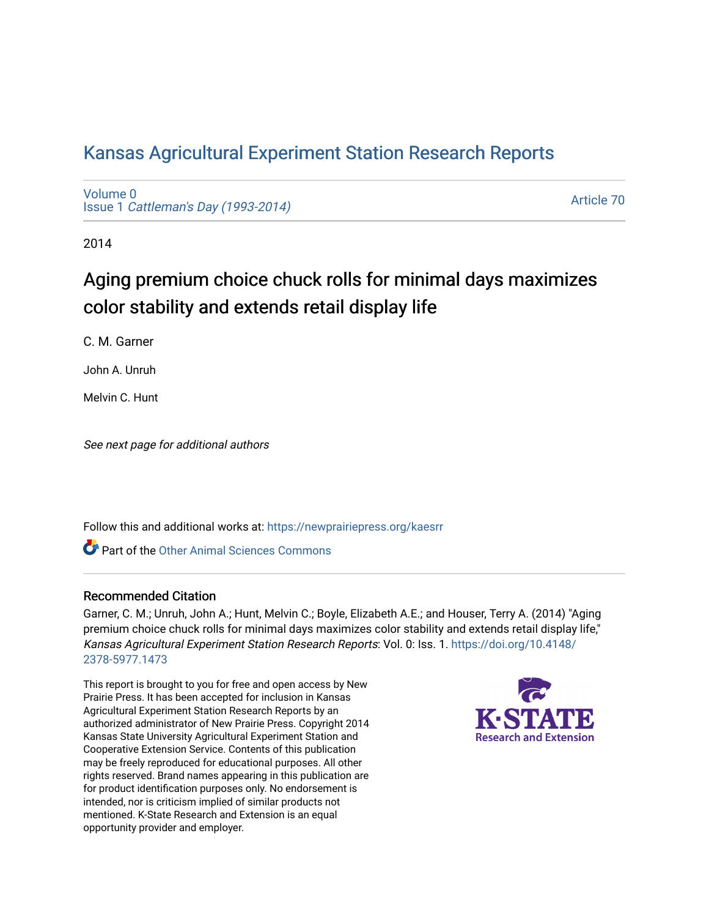# Kansas Agricultural Experiment Station Research Reports

Volume 0
Issue 1 *Cattleman's Day (1993-2014)*

Article 70

2014

## Aging premium choice chuck rolls for minimal days maximizes color stability and extends retail display life

C. M. Garner

John A. Unruh

Melvin C. Hunt

*See next page for additional authors*

Follow this and additional works at: https://newprairiepress.org/kaesrr

Part of the Other Animal Sciences Commons

### Recommended Citation

Garner, C. M.; Unruh, John A.; Hunt, Melvin C.; Boyle, Elizabeth A.E.; and Houser, Terry A. (2014) "Aging premium choice chuck rolls for minimal days maximizes color stability and extends retail display life," *Kansas Agricultural Experiment Station Research Reports*: Vol. 0: Iss. 1. https://doi.org/10.4148/2378-5977.1473

This report is brought to you for free and open access by New Prairie Press. It has been accepted for inclusion in Kansas Agricultural Experiment Station Research Reports by an authorized administrator of New Prairie Press. Copyright 2014 Kansas State University Agricultural Experiment Station and Cooperative Extension Service. Contents of this publication may be freely reproduced for educational purposes. All other rights reserved. Brand names appearing in this publication are for product identification purposes only. No endorsement is intended, nor is criticism implied of similar products not mentioned. K-State Research and Extension is an equal opportunity provider and employer.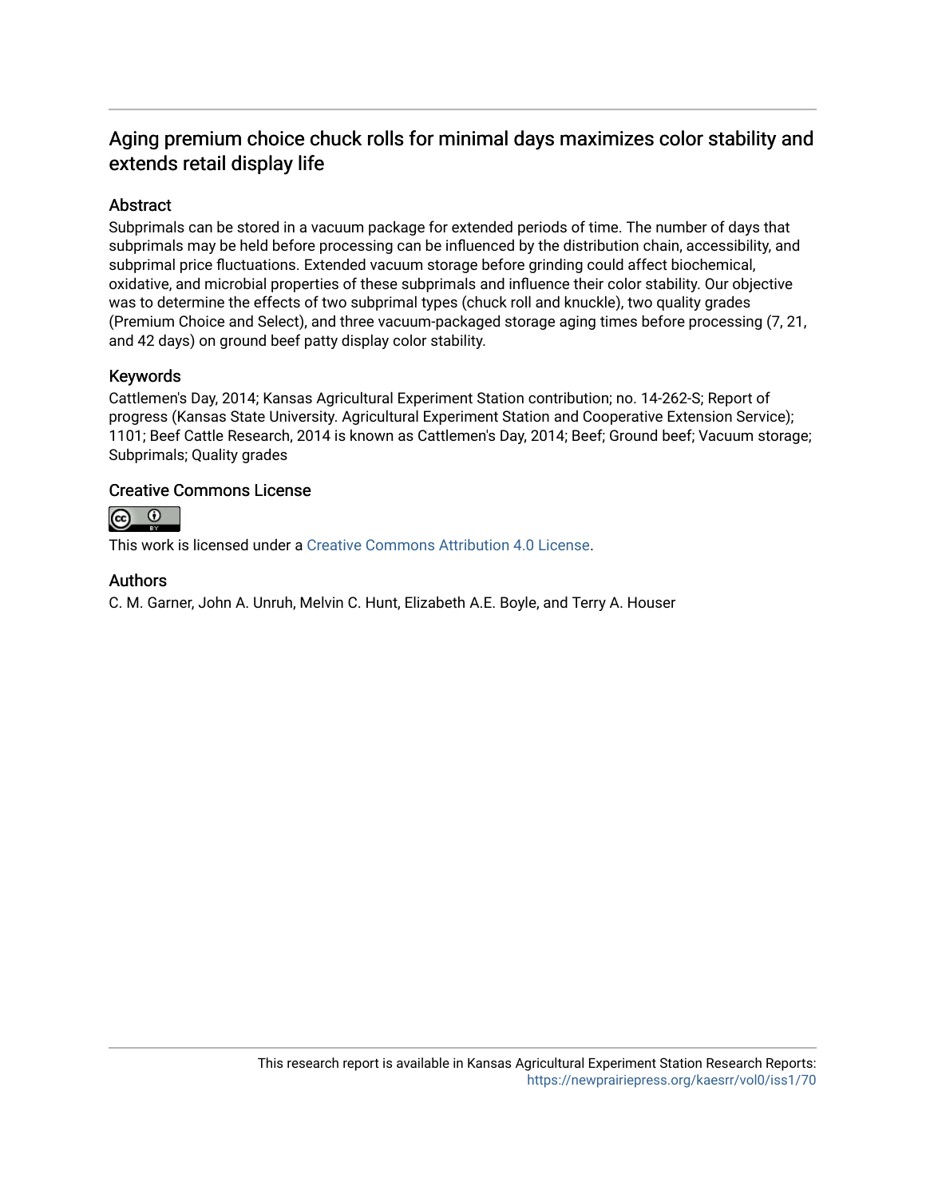# Aging premium choice chuck rolls for minimal days maximizes color stability and extends retail display life

## Abstract

Subprimals can be stored in a vacuum package for extended periods of time. The number of days that subprimals may be held before processing can be influenced by the distribution chain, accessibility, and subprimal price fluctuations. Extended vacuum storage before grinding could affect biochemical, oxidative, and microbial properties of these subprimals and influence their color stability. Our objective was to determine the effects of two subprimal types (chuck roll and knuckle), two quality grades (Premium Choice and Select), and three vacuum-packaged storage aging times before processing (7, 21, and 42 days) on ground beef patty display color stability.

## Keywords

Cattlemen's Day, 2014; Kansas Agricultural Experiment Station contribution; no. 14-262-S; Report of progress (Kansas State University. Agricultural Experiment Station and Cooperative Extension Service); 1101; Beef Cattle Research, 2014 is known as Cattlemen's Day, 2014; Beef; Ground beef; Vacuum storage; Subprimals; Quality grades

## Creative Commons License

This work is licensed under a Creative Commons Attribution 4.0 License.

## Authors

C. M. Garner, John A. Unruh, Melvin C. Hunt, Elizabeth A.E. Boyle, and Terry A. Houser

This research report is available in Kansas Agricultural Experiment Station Research Reports: https://newprairiepress.org/kaesrr/vol0/iss1/70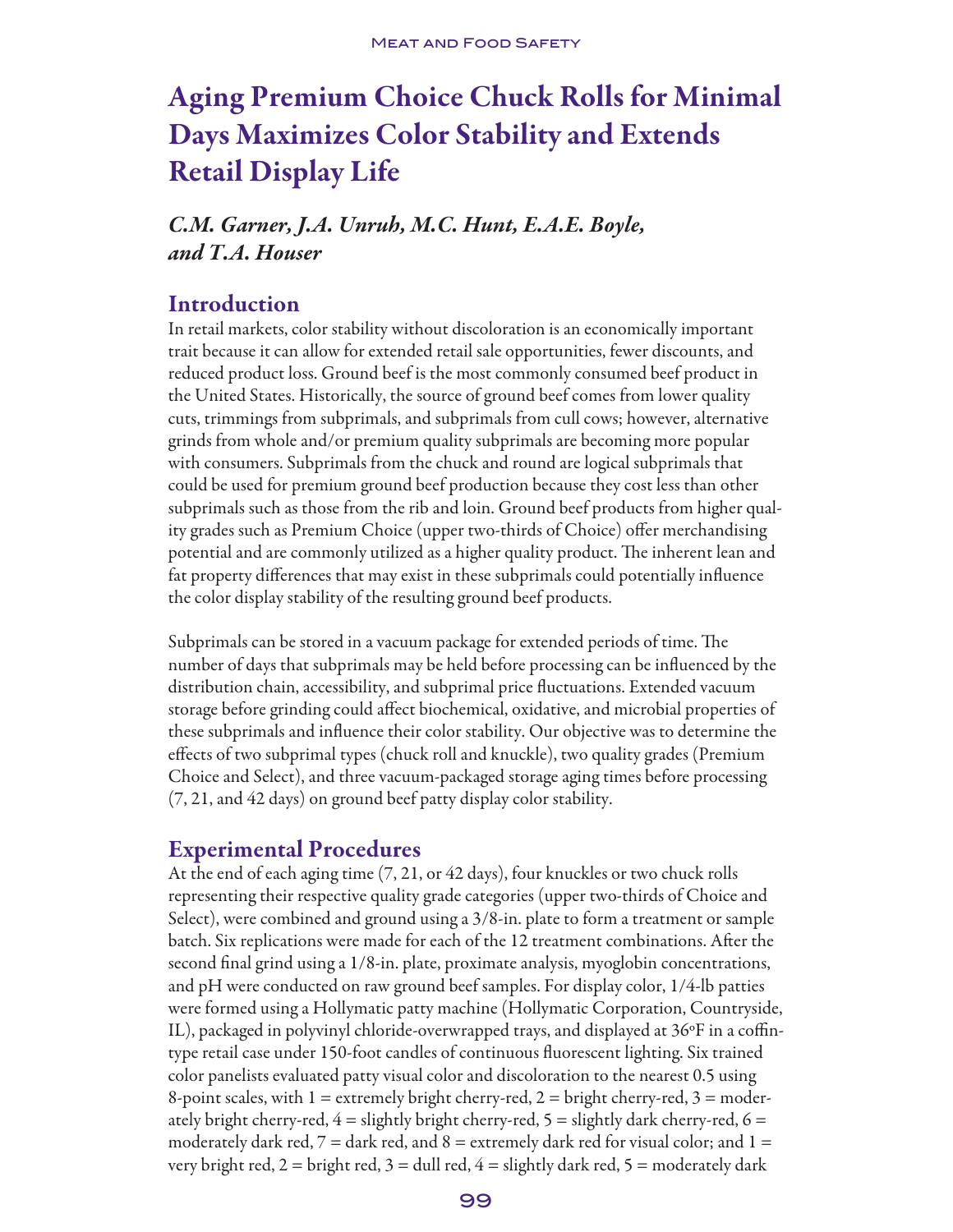# Aging Premium Choice Chuck Rolls for Minimal Days Maximizes Color Stability and Extends Retail Display Life

*C.M. Garner, J.A. Unruh, M.C. Hunt, E.A.E. Boyle, and T.A. Houser*

## Introduction

In retail markets, color stability without discoloration is an economically important trait because it can allow for extended retail sale opportunities, fewer discounts, and reduced product loss. Ground beef is the most commonly consumed beef product in the United States. Historically, the source of ground beef comes from lower quality cuts, trimmings from subprimals, and subprimals from cull cows; however, alternative grinds from whole and/or premium quality subprimals are becoming more popular with consumers. Subprimals from the chuck and round are logical subprimals that could be used for premium ground beef production because they cost less than other subprimals such as those from the rib and loin. Ground beef products from higher quality grades such as Premium Choice (upper two-thirds of Choice) offer merchandising potential and are commonly utilized as a higher quality product. The inherent lean and fat property differences that may exist in these subprimals could potentially influence the color display stability of the resulting ground beef products.

Subprimals can be stored in a vacuum package for extended periods of time. The number of days that subprimals may be held before processing can be influenced by the distribution chain, accessibility, and subprimal price fluctuations. Extended vacuum storage before grinding could affect biochemical, oxidative, and microbial properties of these subprimals and influence their color stability. Our objective was to determine the effects of two subprimal types (chuck roll and knuckle), two quality grades (Premium Choice and Select), and three vacuum-packaged storage aging times before processing (7, 21, and 42 days) on ground beef patty display color stability.

## Experimental Procedures

At the end of each aging time (7, 21, or 42 days), four knuckles or two chuck rolls representing their respective quality grade categories (upper two-thirds of Choice and Select), were combined and ground using a 3/8-in. plate to form a treatment or sample batch. Six replications were made for each of the 12 treatment combinations. After the second final grind using a 1/8-in. plate, proximate analysis, myoglobin concentrations, and pH were conducted on raw ground beef samples. For display color, 1/4-lb patties were formed using a Hollymatic patty machine (Hollymatic Corporation, Countryside, IL), packaged in polyvinyl chloride-overwrapped trays, and displayed at 36°F in a coffin-type retail case under 150-foot candles of continuous fluorescent lighting. Six trained color panelists evaluated patty visual color and discoloration to the nearest 0.5 using 8-point scales, with 1 = extremely bright cherry-red, 2 = bright cherry-red, 3 = moderately bright cherry-red, 4 = slightly bright cherry-red, 5 = slightly dark cherry-red, 6 = moderately dark red, 7 = dark red, and 8 = extremely dark red for visual color; and 1 = very bright red, 2 = bright red, 3 = dull red, 4 = slightly dark red, 5 = moderately dark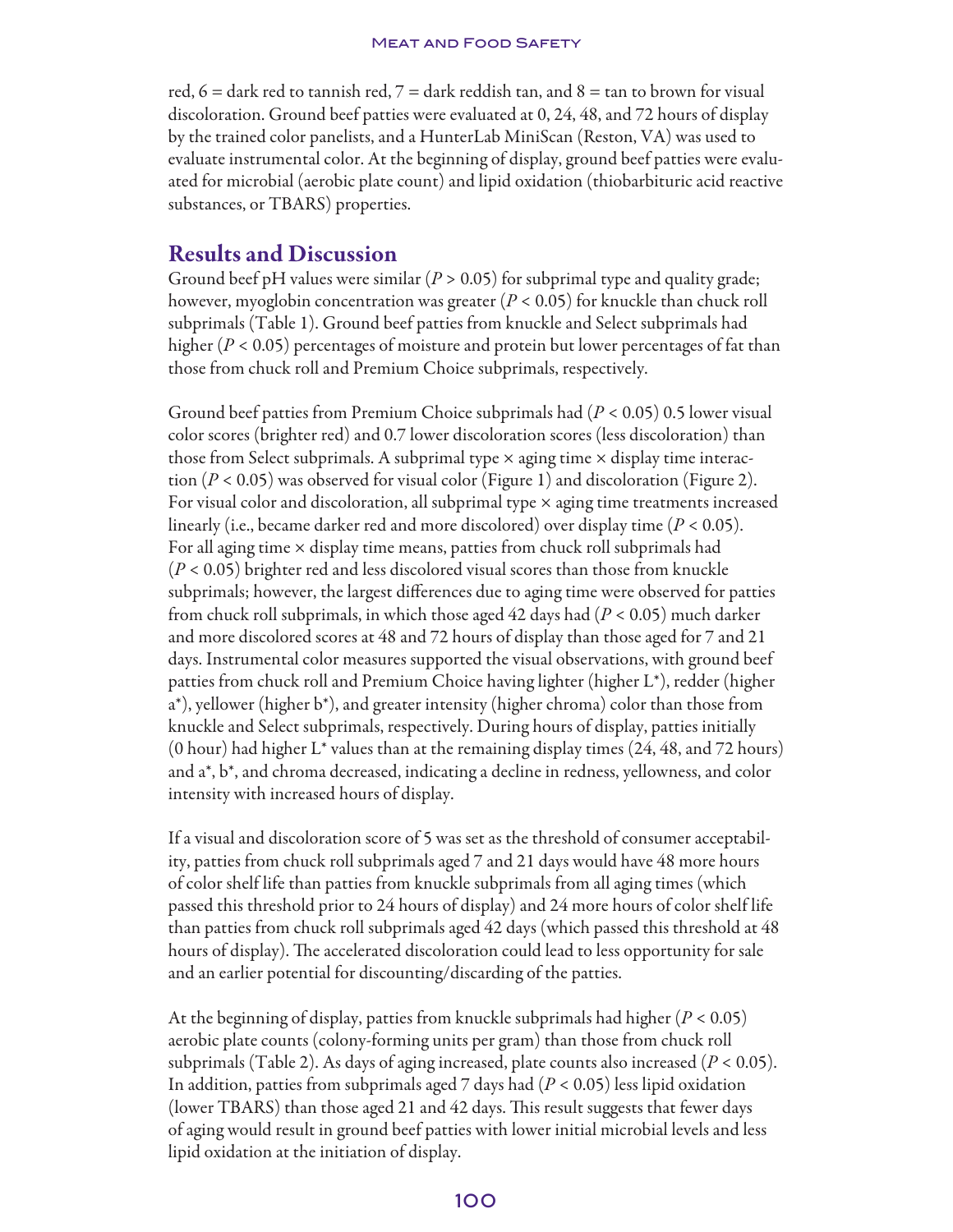red, 6 = dark red to tannish red, 7 = dark reddish tan, and 8 = tan to brown for visual discoloration. Ground beef patties were evaluated at 0, 24, 48, and 72 hours of display by the trained color panelists, and a HunterLab MiniScan (Reston, VA) was used to evaluate instrumental color. At the beginning of display, ground beef patties were evaluated for microbial (aerobic plate count) and lipid oxidation (thiobarbituric acid reactive substances, or TBARS) properties.

## Results and Discussion

Ground beef pH values were similar ($P > 0.05$) for subprimal type and quality grade; however, myoglobin concentration was greater ($P < 0.05$) for knuckle than chuck roll subprimals (Table 1). Ground beef patties from knuckle and Select subprimals had higher ($P < 0.05$) percentages of moisture and protein but lower percentages of fat than those from chuck roll and Premium Choice subprimals, respectively.

Ground beef patties from Premium Choice subprimals had ($P < 0.05$) 0.5 lower visual color scores (brighter red) and 0.7 lower discoloration scores (less discoloration) than those from Select subprimals. A subprimal type × aging time × display time interaction ($P < 0.05$) was observed for visual color (Figure 1) and discoloration (Figure 2). For visual color and discoloration, all subprimal type × aging time treatments increased linearly (i.e., became darker red and more discolored) over display time ($P < 0.05$). For all aging time × display time means, patties from chuck roll subprimals had ($P < 0.05$) brighter red and less discolored visual scores than those from knuckle subprimals; however, the largest differences due to aging time were observed for patties from chuck roll subprimals, in which those aged 42 days had ($P < 0.05$) much darker and more discolored scores at 48 and 72 hours of display than those aged for 7 and 21 days. Instrumental color measures supported the visual observations, with ground beef patties from chuck roll and Premium Choice having lighter (higher $L^*$), redder (higher $a^*$), yellower (higher $b^*$), and greater intensity (higher chroma) color than those from knuckle and Select subprimals, respectively. During hours of display, patties initially (0 hour) had higher $L^*$ values than at the remaining display times (24, 48, and 72 hours) and $a^*$, $b^*$, and chroma decreased, indicating a decline in redness, yellowness, and color intensity with increased hours of display.

If a visual and discoloration score of 5 was set as the threshold of consumer acceptability, patties from chuck roll subprimals aged 7 and 21 days would have 48 more hours of color shelf life than patties from knuckle subprimals from all aging times (which passed this threshold prior to 24 hours of display) and 24 more hours of color shelf life than patties from chuck roll subprimals aged 42 days (which passed this threshold at 48 hours of display). The accelerated discoloration could lead to less opportunity for sale and an earlier potential for discounting/discarding of the patties.

At the beginning of display, patties from knuckle subprimals had higher ($P < 0.05$) aerobic plate counts (colony-forming units per gram) than those from chuck roll subprimals (Table 2). As days of aging increased, plate counts also increased ($P < 0.05$). In addition, patties from subprimals aged 7 days had ($P < 0.05$) less lipid oxidation (lower TBARS) than those aged 21 and 42 days. This result suggests that fewer days of aging would result in ground beef patties with lower initial microbial levels and less lipid oxidation at the initiation of display.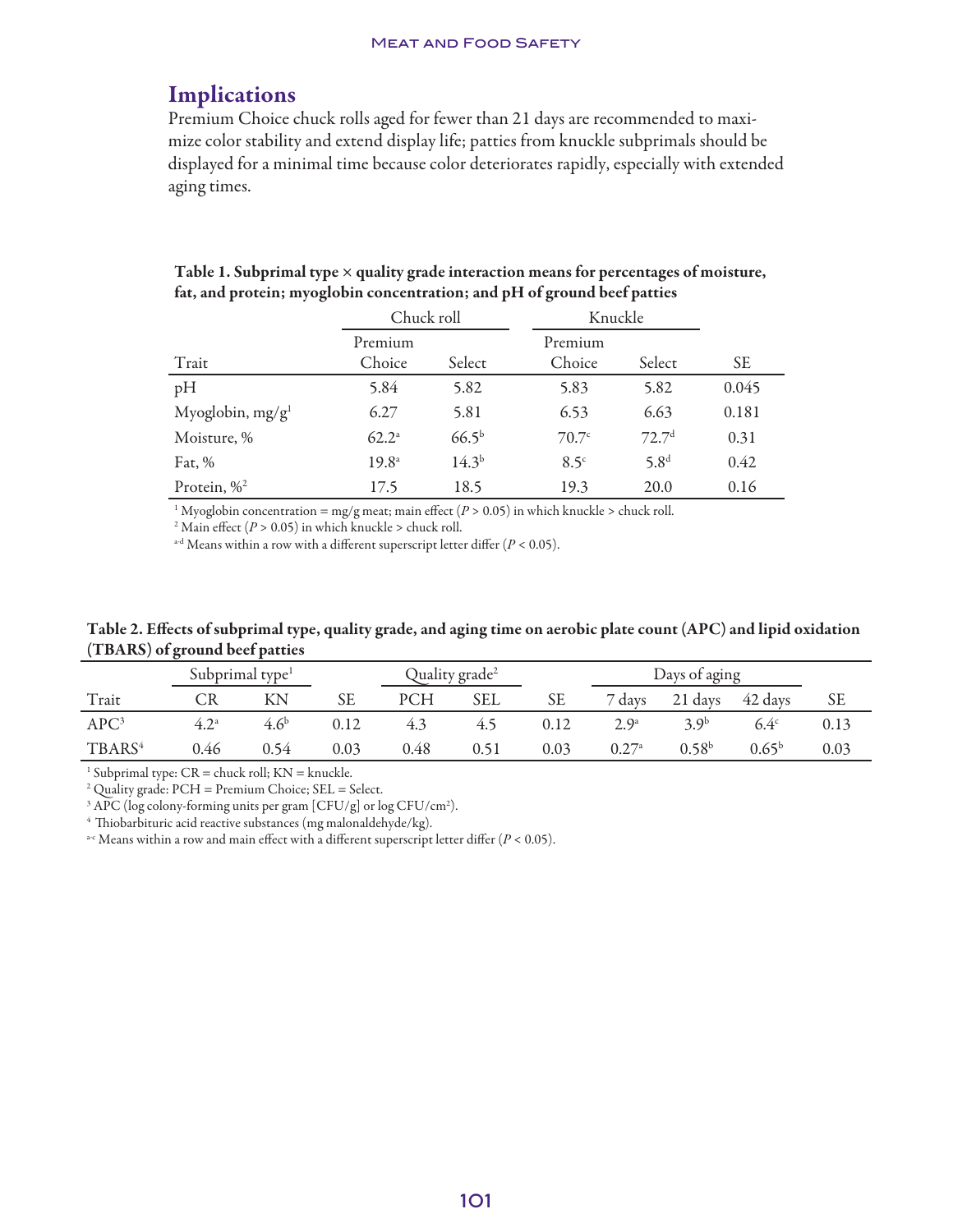## Implications

Premium Choice chuck rolls aged for fewer than 21 days are recommended to maximize color stability and extend display life; patties from knuckle subprimals should be displayed for a minimal time because color deteriorates rapidly, especially with extended aging times.

**Table 1. Subprimal type × quality grade interaction means for percentages of moisture, fat, and protein; myoglobin concentration; and pH of ground beef patties**

| | Chuck roll | | Knuckle | | |
|---|---|---|---|---|---|
| Trait | Premium Choice | Select | Premium Choice | Select | SE |
| pH | 5.84 | 5.82 | 5.83 | 5.82 | 0.045 |
| Myoglobin, mg/g[1] | 6.27 | 5.81 | 6.53 | 6.63 | 0.181 |
| Moisture, % | 62.2[a] | 66.5[b] | 70.7[c] | 72.7[d] | 0.31 |
| Fat, % | 19.8[a] | 14.3[b] | 8.5[c] | 5.8[d] | 0.42 |
| Protein, %[2] | 17.5 | 18.5 | 19.3 | 20.0 | 0.16 |

[1] Myoglobin concentration = mg/g meat; main effect ($P > 0.05$) in which knuckle > chuck roll.
[2] Main effect ($P > 0.05$) in which knuckle > chuck roll.
[a-d] Means within a row with a different superscript letter differ ($P < 0.05$).

**Table 2. Effects of subprimal type, quality grade, and aging time on aerobic plate count (APC) and lipid oxidation (TBARS) of ground beef patties**

| | Subprimal type[1] | | | Quality grade[2] | | | Days of aging | | | |
|---|---|---|---|---|---|---|---|---|---|---|
| Trait | CR | KN | SE | PCH | SEL | SE | 7 days | 21 days | 42 days | SE |
| APC[3] | 4.2[a] | 4.6[b] | 0.12 | 4.3 | 4.5 | 0.12 | 2.9[a] | 3.9[b] | 6.4[c] | 0.13 |
| TBARS[4] | 0.46 | 0.54 | 0.03 | 0.48 | 0.51 | 0.03 | 0.27[a] | 0.58[b] | 0.65[b] | 0.03 |

[1] Subprimal type: CR = chuck roll; KN = knuckle.
[2] Quality grade: PCH = Premium Choice; SEL = Select.
[3] APC (log colony-forming units per gram [CFU/g] or log CFU/cm$^2$).
[4] Thiobarbituric acid reactive substances (mg malonaldehyde/kg).
[a-c] Means within a row and main effect with a different superscript letter differ ($P < 0.05$).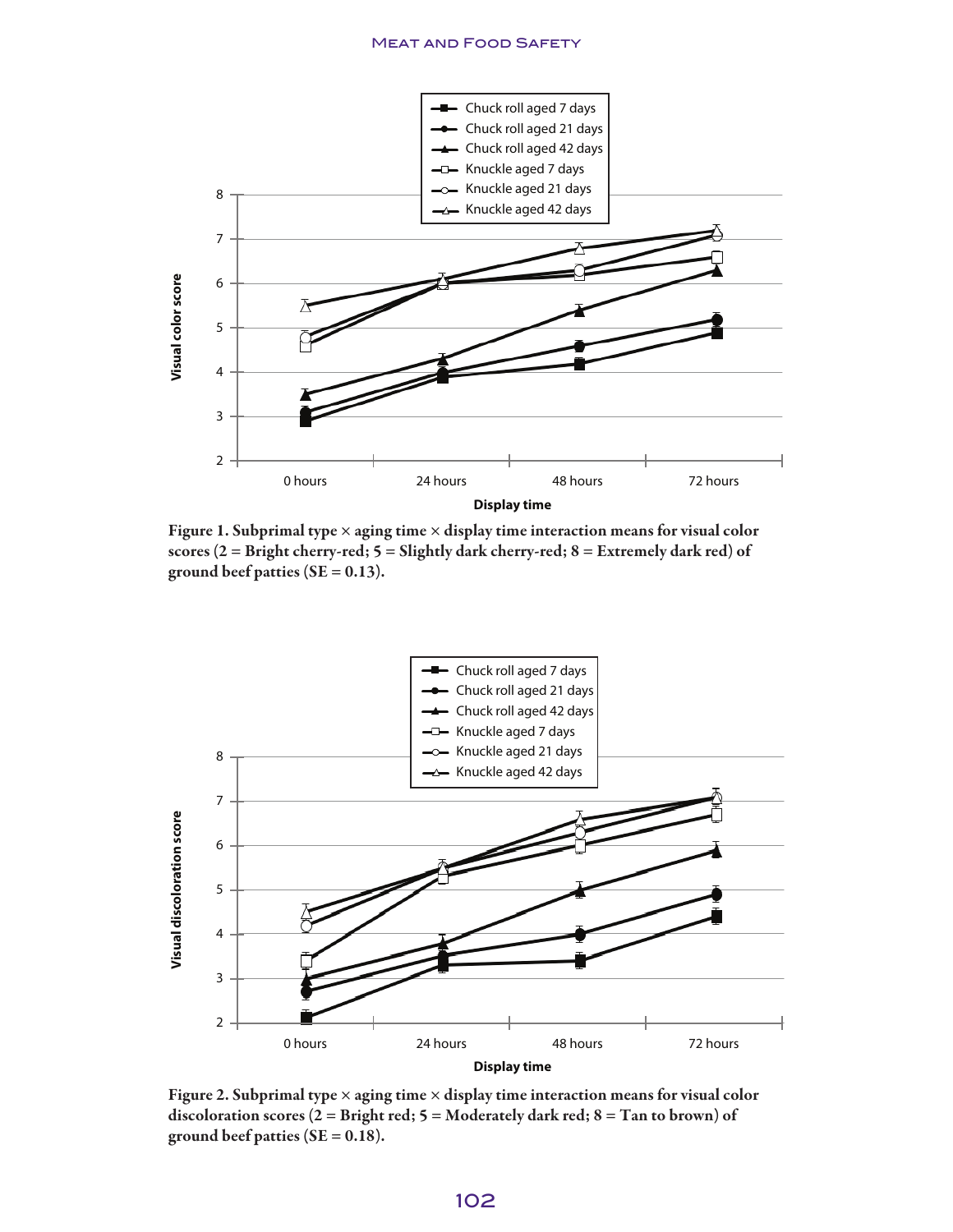Chuck roll aged 7 days
Chuck roll aged 21 days
Chuck roll aged 42 days
Knuckle aged 7 days
Knuckle aged 21 days
Knuckle aged 42 days

Visual color score

8
7
6
5
4
3
2

0 hours
24 hours
48 hours
72 hours

Display time

**Figure 1. Subprimal type × aging time × display time interaction means for visual color scores (2 = Bright cherry-red; 5 = Slightly dark cherry-red; 8 = Extremely dark red) of ground beef patties (SE = 0.13).**

Chuck roll aged 7 days
Chuck roll aged 21 days
Chuck roll aged 42 days
Knuckle aged 7 days
Knuckle aged 21 days
Knuckle aged 42 days

Visual discoloration score

8
7
6
5
4
3
2

0 hours
24 hours
48 hours
72 hours

Display time

**Figure 2. Subprimal type × aging time × display time interaction means for visual color discoloration scores (2 = Bright red; 5 = Moderately dark red; 8 = Tan to brown) of ground beef patties (SE = 0.18).**